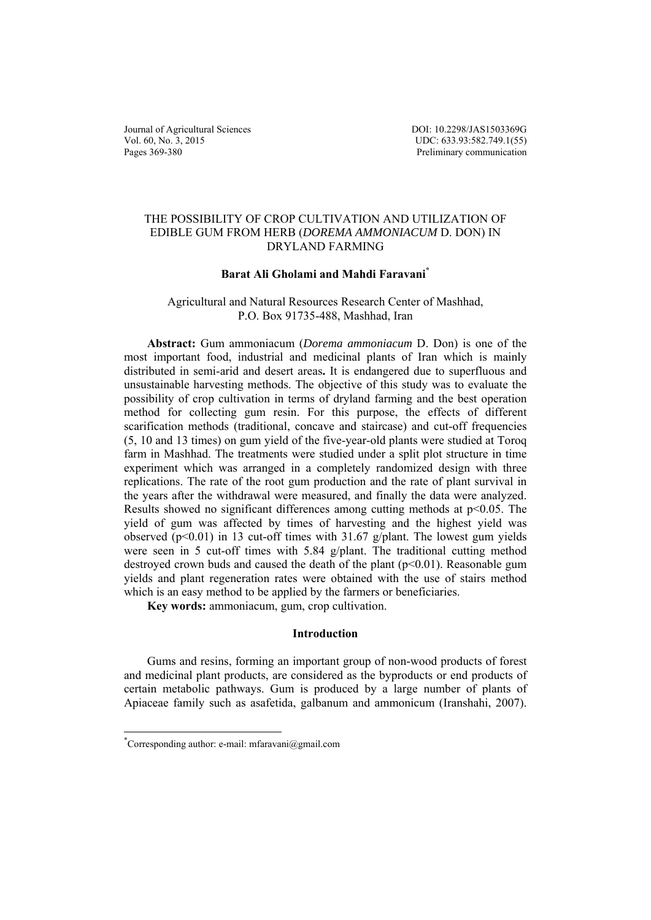# THE POSSIBILITY OF CROP CULTIVATION AND UTILIZATION OF EDIBLE GUM FROM HERB (*DOREMA AMMONIACUM* D. DON) IN DRYLAND FARMING

**Barat Ali Gholami and Mahdi Faravani**[*]

Agricultural and Natural Resources Research Center of Mashhad,
P.O. Box 91735-488, Mashhad, Iran

**Abstract:** Gum ammoniacum (*Dorema ammoniacum* D. Don) is one of the most important food, industrial and medicinal plants of Iran which is mainly distributed in semi-arid and desert areas**.** It is endangered due to superfluous and unsustainable harvesting methods. The objective of this study was to evaluate the possibility of crop cultivation in terms of dryland farming and the best operation method for collecting gum resin. For this purpose, the effects of different scarification methods (traditional, concave and staircase) and cut-off frequencies (5, 10 and 13 times) on gum yield of the five-year-old plants were studied at Toroq farm in Mashhad. The treatments were studied under a split plot structure in time experiment which was arranged in a completely randomized design with three replications. The rate of the root gum production and the rate of plant survival in the years after the withdrawal were measured, and finally the data were analyzed. Results showed no significant differences among cutting methods at $p<0.05$. The yield of gum was affected by times of harvesting and the highest yield was observed ($p<0.01$) in 13 cut-off times with 31.67 g/plant. The lowest gum yields were seen in 5 cut-off times with 5.84 g/plant. The traditional cutting method destroyed crown buds and caused the death of the plant ($p<0.01$). Reasonable gum yields and plant regeneration rates were obtained with the use of stairs method which is an easy method to be applied by the farmers or beneficiaries.

**Key words:** ammoniacum, gum, crop cultivation.

## Introduction

Gums and resins, forming an important group of non-wood products of forest and medicinal plant products, are considered as the byproducts or end products of certain metabolic pathways. Gum is produced by a large number of plants of Apiaceae family such as asafetida, galbanum and ammonicum (Iranshahi, 2007).

---

[*]Corresponding author: e-mail: mfaravani@gmail.com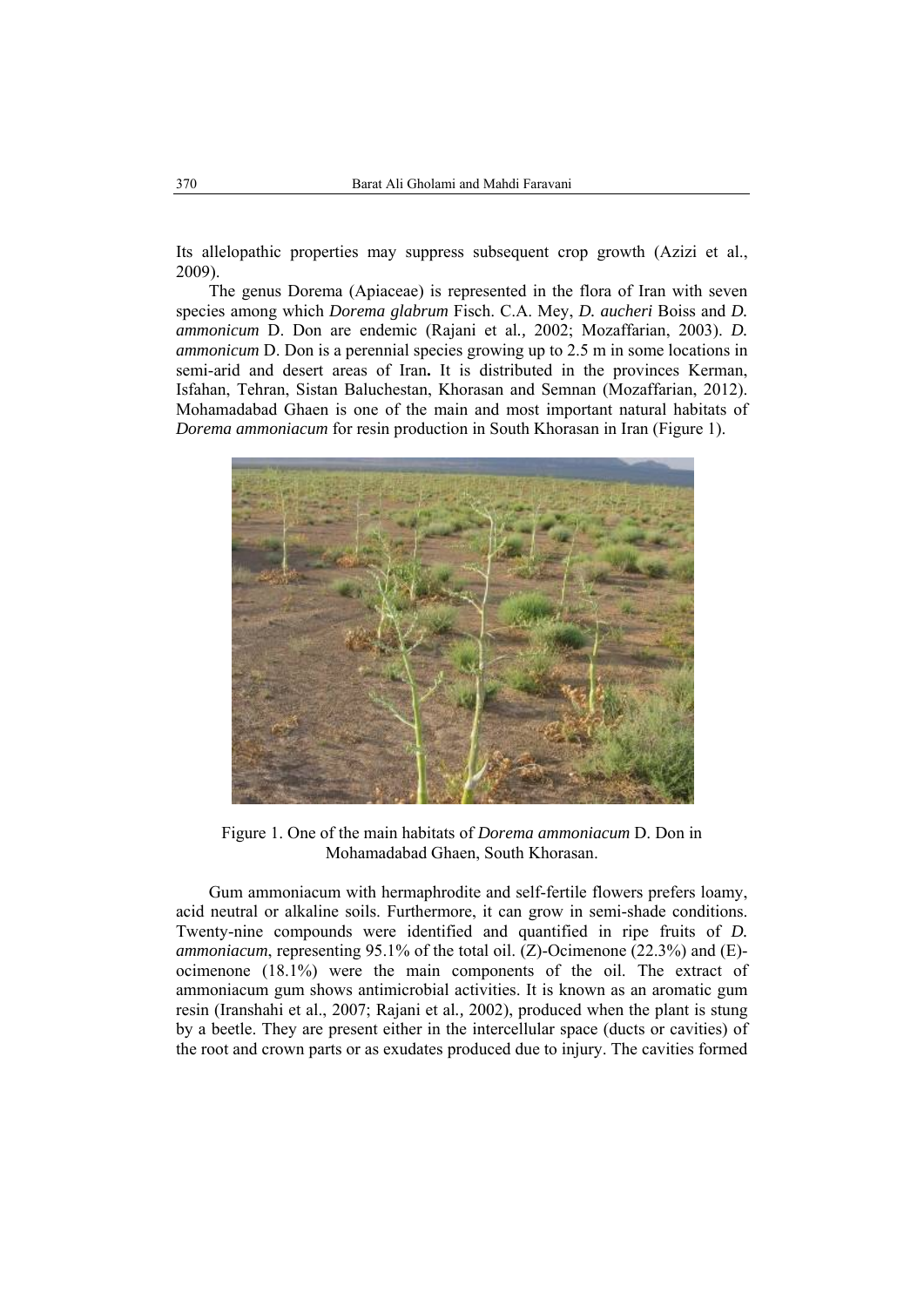Its allelopathic properties may suppress subsequent crop growth (Azizi et al., 2009).

The genus Dorema (Apiaceae) is represented in the flora of Iran with seven species among which *Dorema glabrum* Fisch. C.A. Mey, *D. aucheri* Boiss and *D. ammonicum* D. Don are endemic (Rajani et al*.,* 2002; Mozaffarian, 2003). *D. ammonicum* D. Don is a perennial species growing up to 2.5 m in some locations in semi-arid and desert areas of Iran**.** It is distributed in the provinces Kerman, Isfahan, Tehran, Sistan Baluchestan, Khorasan and Semnan (Mozaffarian, 2012). Mohamadabad Ghaen is one of the main and most important natural habitats of *Dorema ammoniacum* for resin production in South Khorasan in Iran (Figure 1).

Figure 1. One of the main habitats of *Dorema ammoniacum* D. Don in Mohamadabad Ghaen, South Khorasan.

Gum ammoniacum with hermaphrodite and self-fertile flowers prefers loamy, acid neutral or alkaline soils. Furthermore, it can grow in semi-shade conditions. Twenty-nine compounds were identified and quantified in ripe fruits of *D. ammoniacum*, representing 95.1% of the total oil. (Z)-Ocimenone (22.3%) and (E)-ocimenone (18.1%) were the main components of the oil. The extract of ammoniacum gum shows antimicrobial activities. It is known as an aromatic gum resin (Iranshahi et al., 2007; Rajani et al*.,* 2002), produced when the plant is stung by a beetle. They are present either in the intercellular space (ducts or cavities) of the root and crown parts or as exudates produced due to injury. The cavities formed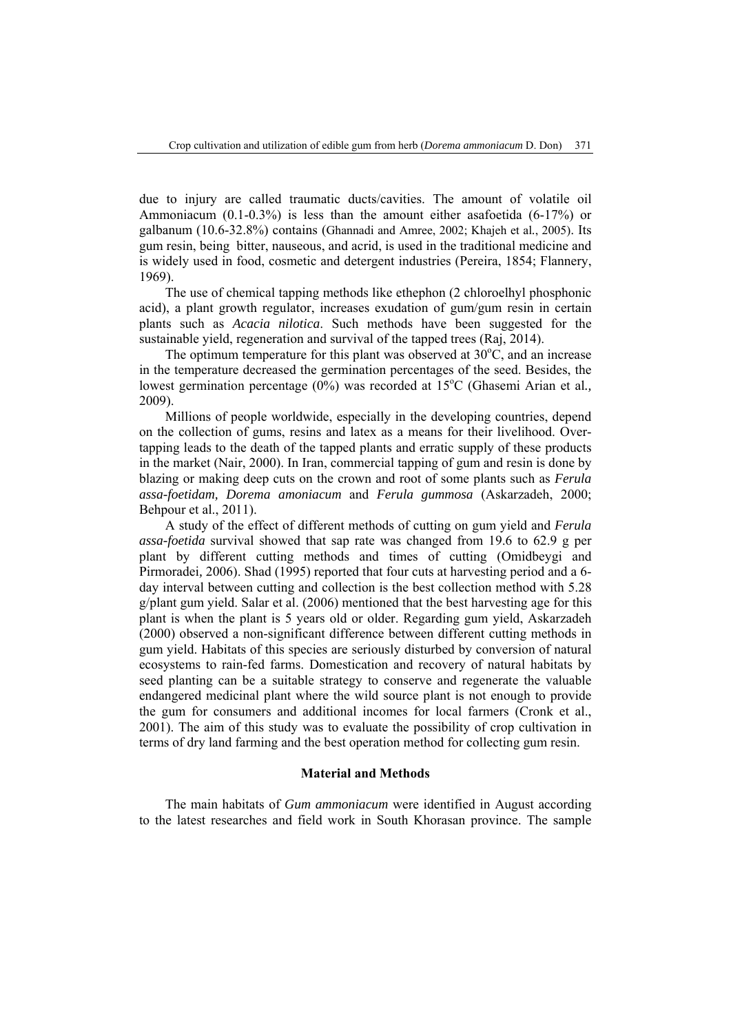due to injury are called traumatic ducts/cavities. The amount of volatile oil Ammoniacum (0.1-0.3%) is less than the amount either asafoetida (6-17%) or galbanum (10.6-32.8%) contains (Ghannadi and Amree, 2002; Khajeh et al., 2005). Its gum resin, being bitter, nauseous, and acrid, is used in the traditional medicine and is widely used in food, cosmetic and detergent industries (Pereira, 1854; Flannery, 1969).

The use of chemical tapping methods like ethephon (2 chloroelhyl phosphonic acid), a plant growth regulator, increases exudation of gum/gum resin in certain plants such as *Acacia nilotica*. Such methods have been suggested for the sustainable yield, regeneration and survival of the tapped trees (Raj, 2014).

The optimum temperature for this plant was observed at 30°C, and an increase in the temperature decreased the germination percentages of the seed. Besides, the lowest germination percentage (0%) was recorded at 15°C (Ghasemi Arian et al*.,* 2009).

Millions of people worldwide, especially in the developing countries, depend on the collection of gums, resins and latex as a means for their livelihood. Over-tapping leads to the death of the tapped plants and erratic supply of these products in the market (Nair, 2000). In Iran, commercial tapping of gum and resin is done by blazing or making deep cuts on the crown and root of some plants such as *Ferula assa-foetidam, Dorema amoniacum* and *Ferula gummosa* (Askarzadeh, 2000; Behpour et al., 2011).

A study of the effect of different methods of cutting on gum yield and *Ferula assa-foetida* survival showed that sap rate was changed from 19.6 to 62.9 g per plant by different cutting methods and times of cutting (Omidbeygi and Pirmoradei*,* 2006). Shad (1995) reported that four cuts at harvesting period and a 6-day interval between cutting and collection is the best collection method with 5.28 g/plant gum yield. Salar et al. (2006) mentioned that the best harvesting age for this plant is when the plant is 5 years old or older. Regarding gum yield, Askarzadeh (2000) observed a non-significant difference between different cutting methods in gum yield. Habitats of this species are seriously disturbed by conversion of natural ecosystems to rain-fed farms. Domestication and recovery of natural habitats by seed planting can be a suitable strategy to conserve and regenerate the valuable endangered medicinal plant where the wild source plant is not enough to provide the gum for consumers and additional incomes for local farmers (Cronk et al., 2001). The aim of this study was to evaluate the possibility of crop cultivation in terms of dry land farming and the best operation method for collecting gum resin.

## Material and Methods

The main habitats of *Gum ammoniacum* were identified in August according to the latest researches and field work in South Khorasan province. The sample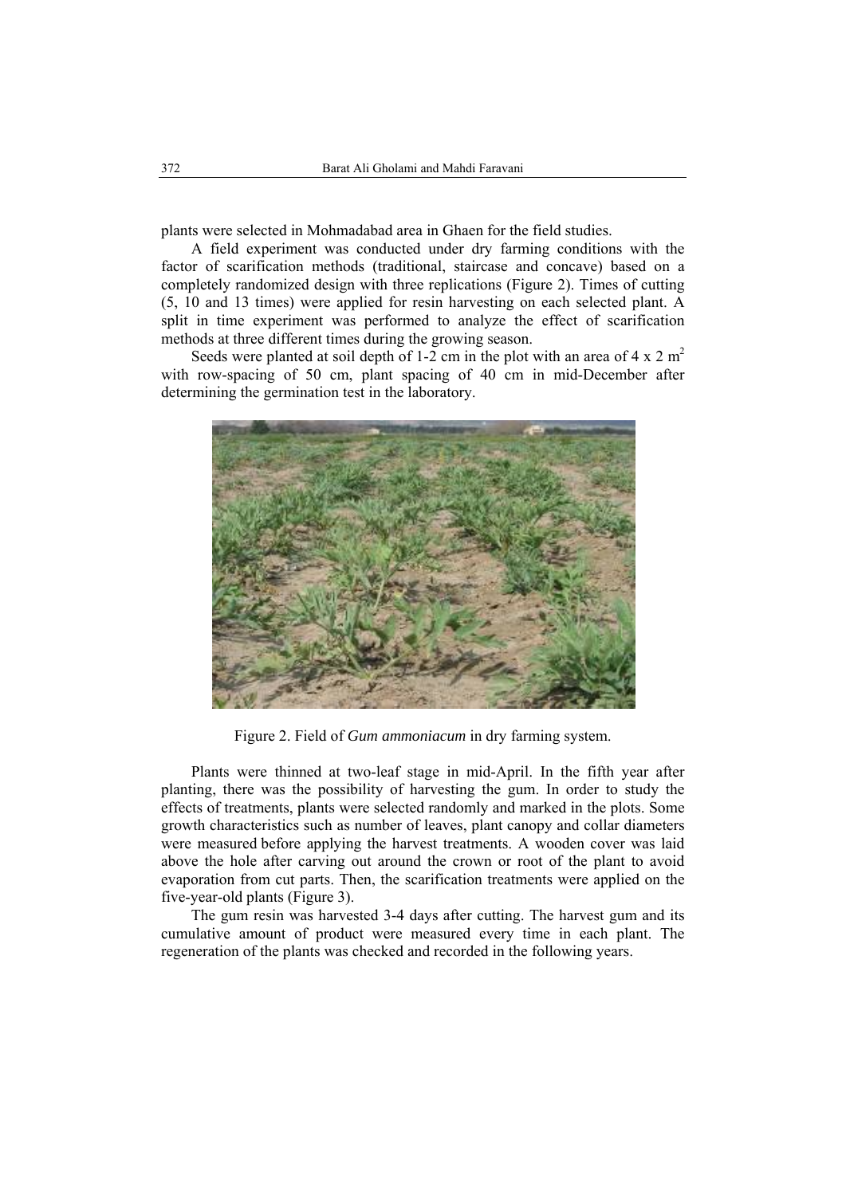plants were selected in Mohmadabad area in Ghaen for the field studies.

A field experiment was conducted under dry farming conditions with the factor of scarification methods (traditional, staircase and concave) based on a completely randomized design with three replications (Figure 2). Times of cutting (5, 10 and 13 times) were applied for resin harvesting on each selected plant. A split in time experiment was performed to analyze the effect of scarification methods at three different times during the growing season.

Seeds were planted at soil depth of 1-2 cm in the plot with an area of 4 x 2 $m^2$ with row-spacing of 50 cm, plant spacing of 40 cm in mid-December after determining the germination test in the laboratory.

Figure 2. Field of *Gum ammoniacum* in dry farming system.

Plants were thinned at two-leaf stage in mid-April. In the fifth year after planting, there was the possibility of harvesting the gum. In order to study the effects of treatments, plants were selected randomly and marked in the plots. Some growth characteristics such as number of leaves, plant canopy and collar diameters were measured before applying the harvest treatments. A wooden cover was laid above the hole after carving out around the crown or root of the plant to avoid evaporation from cut parts. Then, the scarification treatments were applied on the five-year-old plants (Figure 3).

The gum resin was harvested 3-4 days after cutting. The harvest gum and its cumulative amount of product were measured every time in each plant. The regeneration of the plants was checked and recorded in the following years.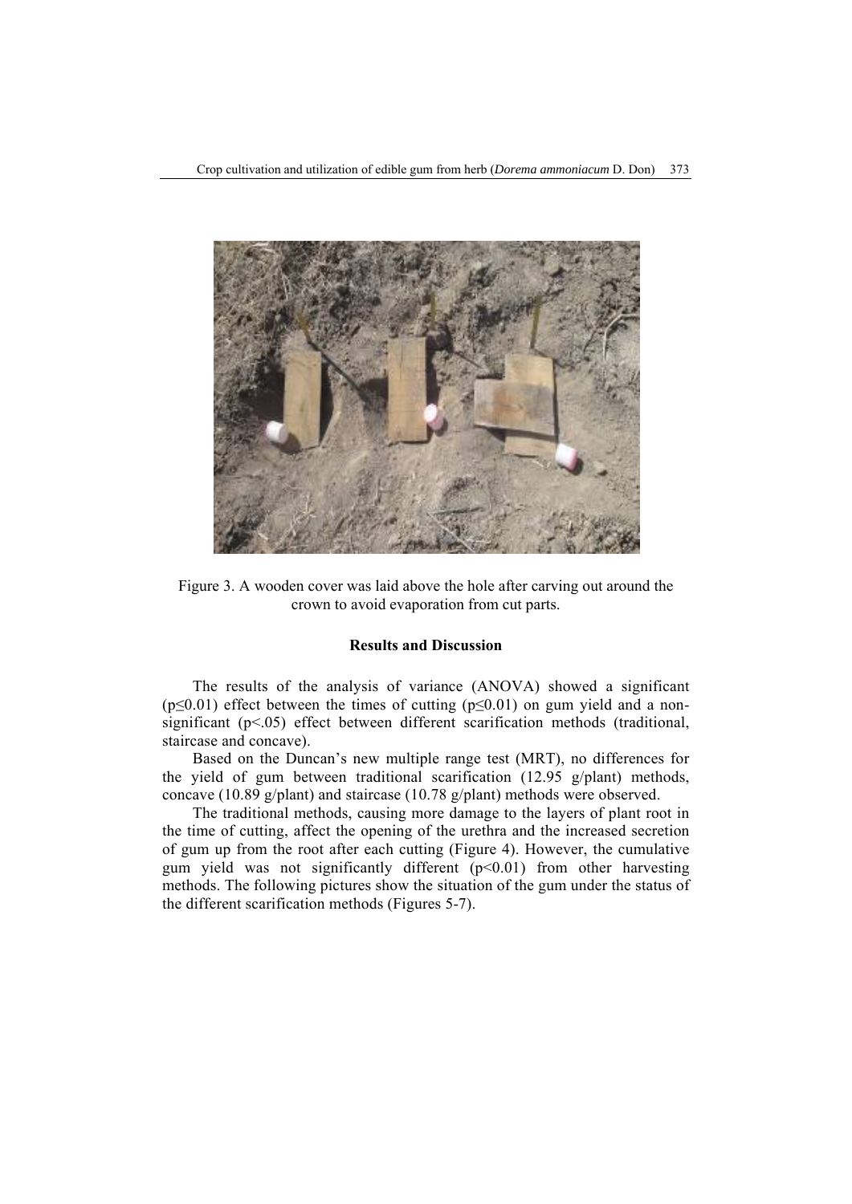Figure 3. A wooden cover was laid above the hole after carving out around the crown to avoid evaporation from cut parts.

## Results and Discussion

The results of the analysis of variance (ANOVA) showed a significant ($p \leq 0.01$) effect between the times of cutting ($p \leq 0.01$) on gum yield and a non-significant ($p < .05$) effect between different scarification methods (traditional, staircase and concave).

Based on the Duncan's new multiple range test (MRT), no differences for the yield of gum between traditional scarification (12.95 g/plant) methods, concave (10.89 g/plant) and staircase (10.78 g/plant) methods were observed.

The traditional methods, causing more damage to the layers of plant root in the time of cutting, affect the opening of the urethra and the increased secretion of gum up from the root after each cutting (Figure 4). However, the cumulative gum yield was not significantly different ($p < 0.01$) from other harvesting methods. The following pictures show the situation of the gum under the status of the different scarification methods (Figures 5-7).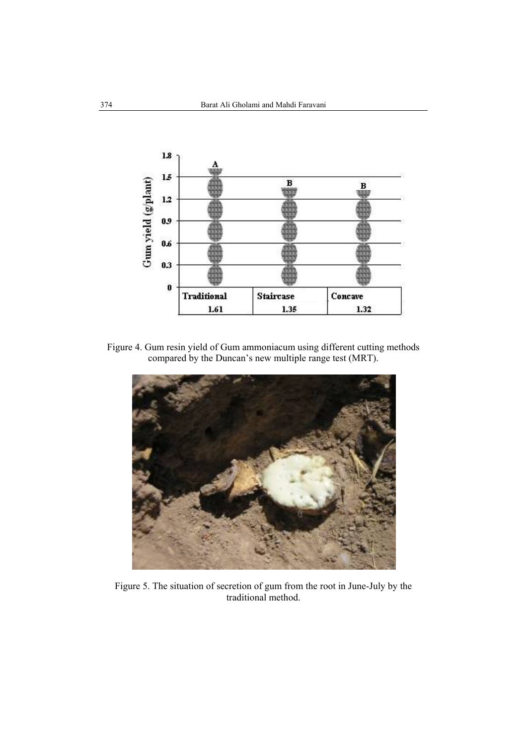Figure 4. Gum resin yield of Gum ammoniacum using different cutting methods compared by the Duncan's new multiple range test (MRT).

Figure 5. The situation of secretion of gum from the root in June-July by the traditional method.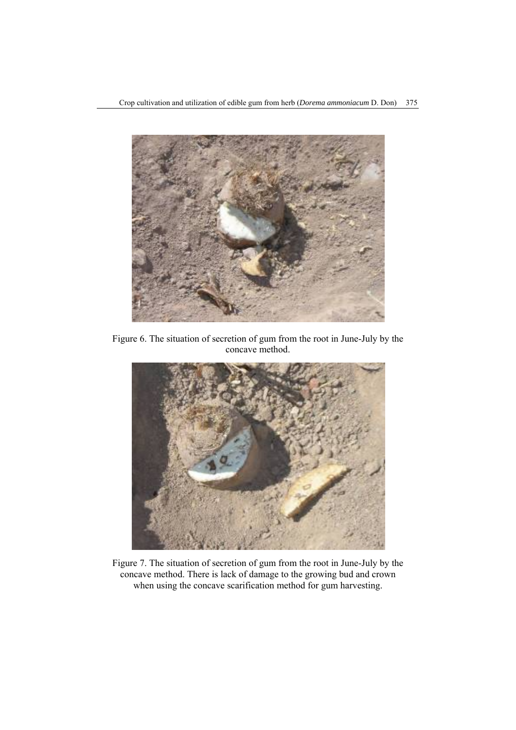Figure 6. The situation of secretion of gum from the root in June-July by the concave method.

Figure 7. The situation of secretion of gum from the root in June-July by the concave method. There is lack of damage to the growing bud and crown when using the concave scarification method for gum harvesting.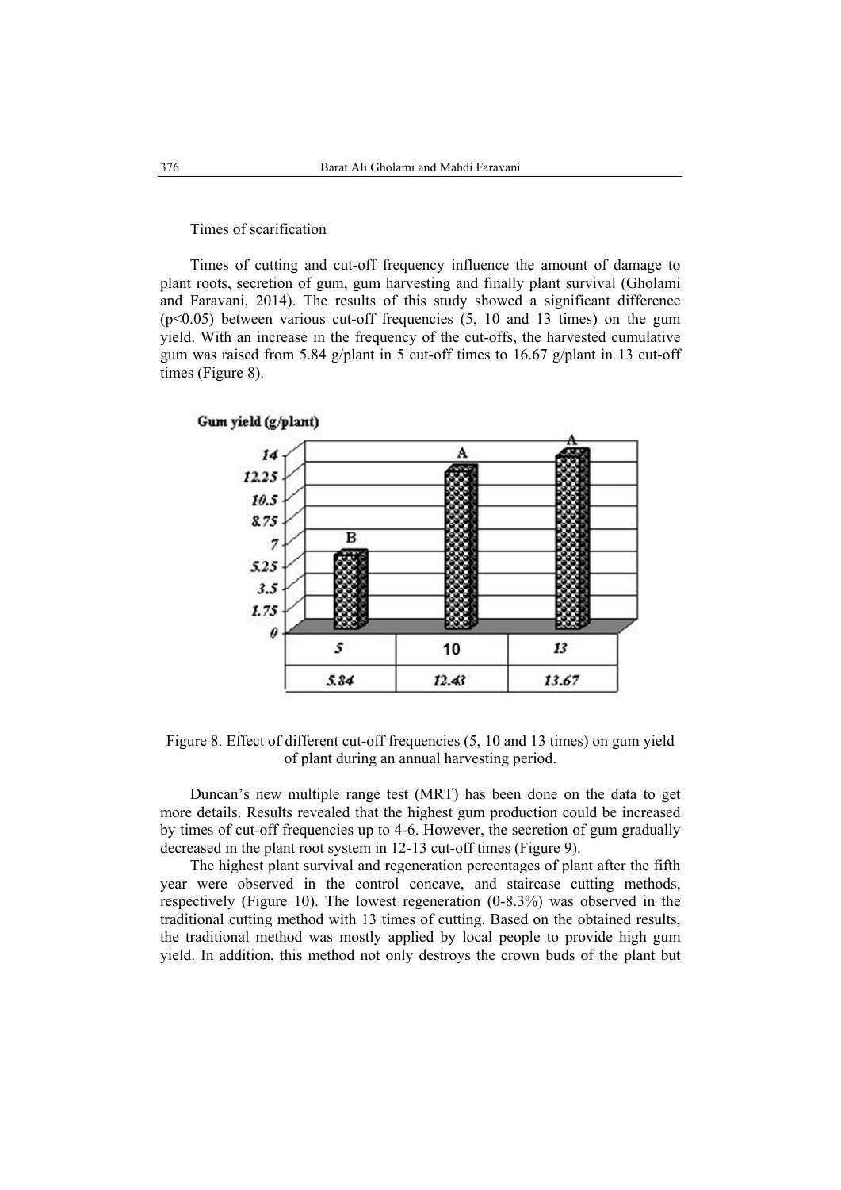Times of scarification

Times of cutting and cut-off frequency influence the amount of damage to plant roots, secretion of gum, gum harvesting and finally plant survival (Gholami and Faravani, 2014). The results of this study showed a significant difference ($p<0.05$) between various cut-off frequencies (5, 10 and 13 times) on the gum yield. With an increase in the frequency of the cut-offs, the harvested cumulative gum was raised from 5.84 g/plant in 5 cut-off times to 16.67 g/plant in 13 cut-off times (Figure 8).

Figure 8. Effect of different cut-off frequencies (5, 10 and 13 times) on gum yield of plant during an annual harvesting period.

Duncan's new multiple range test (MRT) has been done on the data to get more details. Results revealed that the highest gum production could be increased by times of cut-off frequencies up to 4-6. However, the secretion of gum gradually decreased in the plant root system in 12-13 cut-off times (Figure 9).

The highest plant survival and regeneration percentages of plant after the fifth year were observed in the control concave, and staircase cutting methods, respectively (Figure 10). The lowest regeneration (0-8.3%) was observed in the traditional cutting method with 13 times of cutting. Based on the obtained results, the traditional method was mostly applied by local people to provide high gum yield. In addition, this method not only destroys the crown buds of the plant but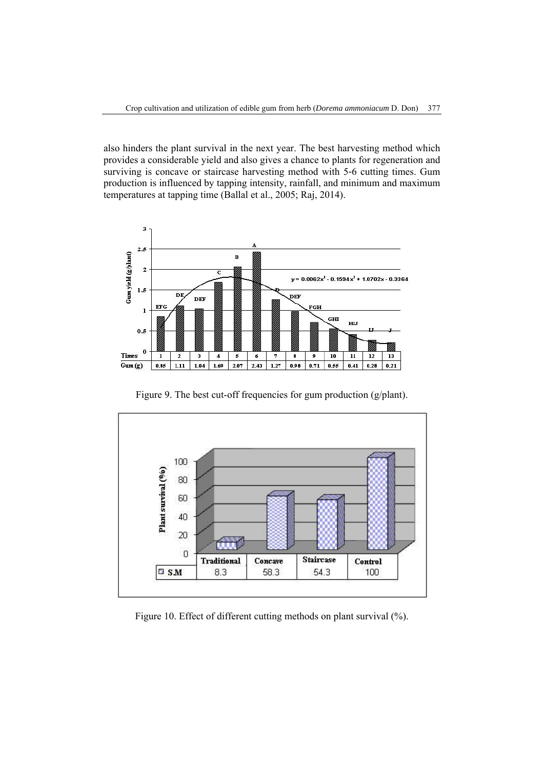also hinders the plant survival in the next year. The best harvesting method which provides a considerable yield and also gives a chance to plants for regeneration and surviving is concave or staircase harvesting method with 5-6 cutting times. Gum production is influenced by tapping intensity, rainfall, and minimum and maximum temperatures at tapping time (Ballal et al., 2005; Raj, 2014).

Figure 9. The best cut-off frequencies for gum production (g/plant).

Figure 10. Effect of different cutting methods on plant survival (%).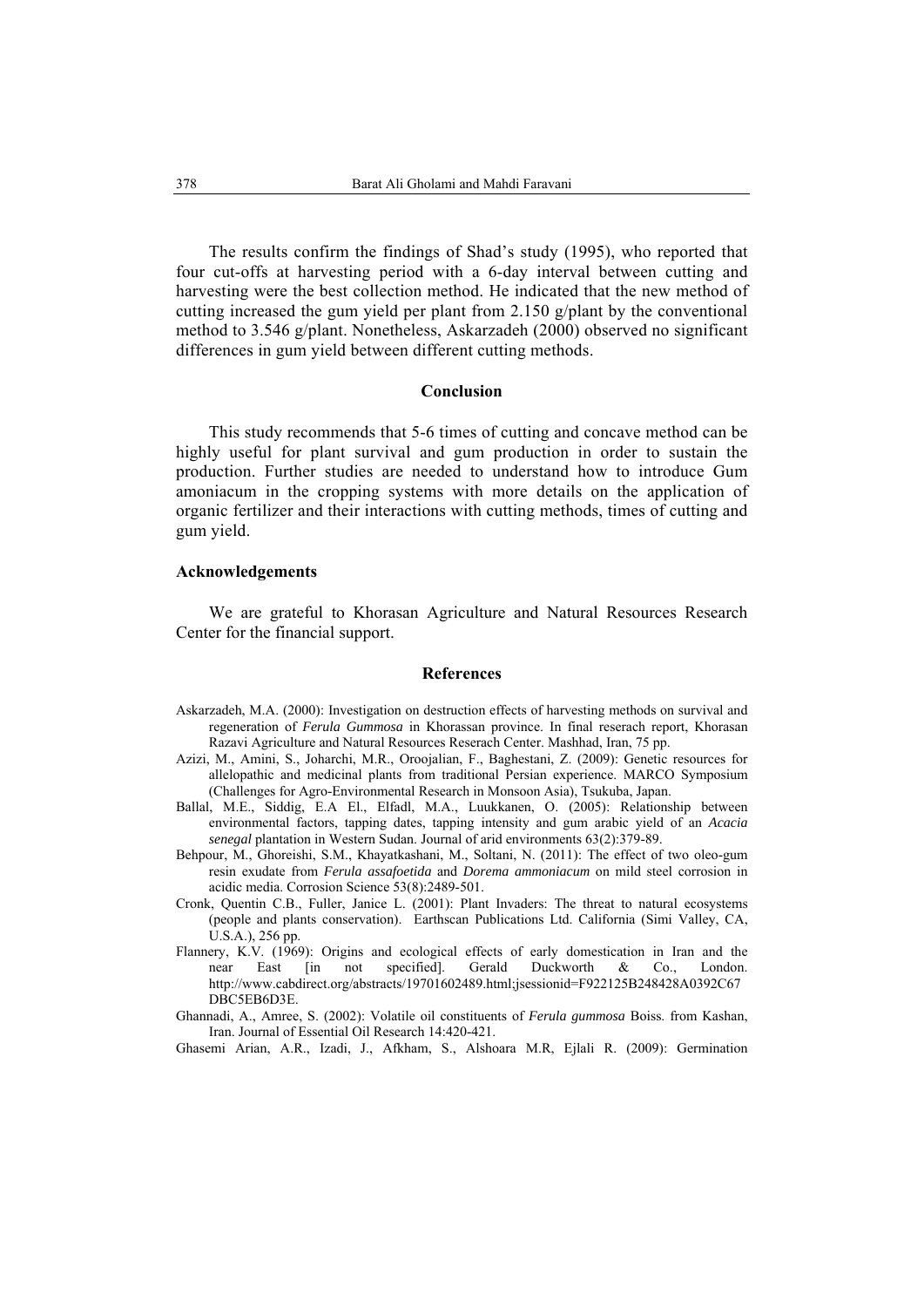The results confirm the findings of Shad's study (1995), who reported that four cut-offs at harvesting period with a 6-day interval between cutting and harvesting were the best collection method. He indicated that the new method of cutting increased the gum yield per plant from 2.150 g/plant by the conventional method to 3.546 g/plant. Nonetheless, Askarzadeh (2000) observed no significant differences in gum yield between different cutting methods.

## Conclusion

This study recommends that 5-6 times of cutting and concave method can be highly useful for plant survival and gum production in order to sustain the production. Further studies are needed to understand how to introduce Gum amoniacum in the cropping systems with more details on the application of organic fertilizer and their interactions with cutting methods, times of cutting and gum yield.

### Acknowledgements

We are grateful to Khorasan Agriculture and Natural Resources Research Center for the financial support.

## References

Askarzadeh, M.A. (2000): Investigation on destruction effects of harvesting methods on survival and regeneration of *Ferula Gummosa* in Khorassan province. In final reserach report, Khorasan Razavi Agriculture and Natural Resources Reserach Center. Mashhad, Iran, 75 pp.

Azizi, M., Amini, S., Joharchi, M.R., Oroojalian, F., Baghestani, Z. (2009): Genetic resources for allelopathic and medicinal plants from traditional Persian experience. MARCO Symposium (Challenges for Agro-Environmental Research in Monsoon Asia), Tsukuba, Japan.

Ballal, M.E., Siddig, E.A El., Elfadl, M.A., Luukkanen, O. (2005): Relationship between environmental factors, tapping dates, tapping intensity and gum arabic yield of an *Acacia senegal* plantation in Western Sudan. Journal of arid environments 63(2):379-89.

Behpour, M., Ghoreishi, S.M., Khayatkashani, M., Soltani, N. (2011): The effect of two oleo-gum resin exudate from *Ferula assafoetida* and *Dorema ammoniacum* on mild steel corrosion in acidic media. Corrosion Science 53(8):2489-501.

Cronk, Quentin C.B., Fuller, Janice L. (2001): Plant Invaders: The threat to natural ecosystems (people and plants conservation). Earthscan Publications Ltd. California (Simi Valley, CA, U.S.A.), 256 pp.

Flannery, K.V. (1969): Origins and ecological effects of early domestication in Iran and the near East [in not specified]. Gerald Duckworth & Co., London. http://www.cabdirect.org/abstracts/19701602489.html;jsessionid=F922125B248428A0392C67DBC5EB6D3E.

Ghannadi, A., Amree, S. (2002): Volatile oil constituents of *Ferula gummosa* Boiss. from Kashan, Iran. Journal of Essential Oil Research 14:420-421.

Ghasemi Arian, A.R., Izadi, J., Afkham, S., Alshoara M.R, Ejlali R. (2009): Germination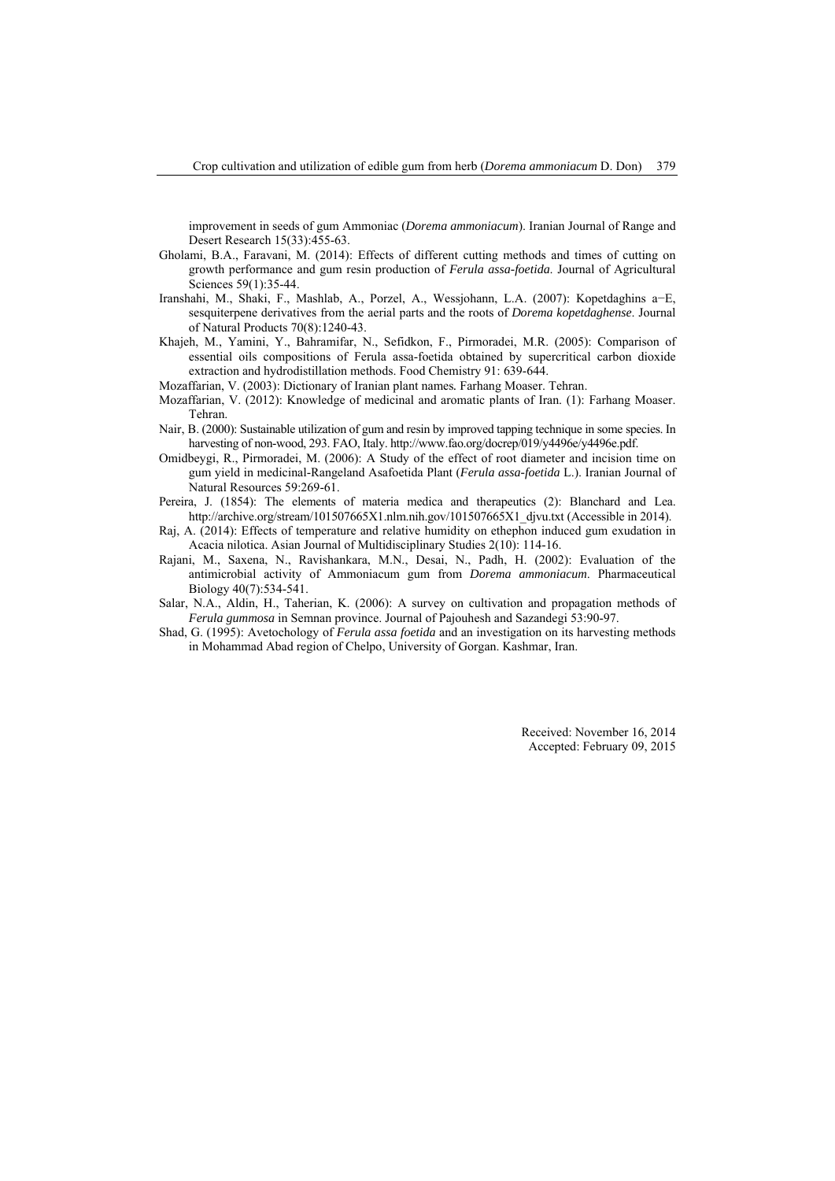improvement in seeds of gum Ammoniac (*Dorema ammoniacum*). Iranian Journal of Range and Desert Research 15(33):455-63.

Gholami, B.A., Faravani, M. (2014): Effects of different cutting methods and times of cutting on growth performance and gum resin production of *Ferula assa-foetida*. Journal of Agricultural Sciences 59(1):35-44.

Iranshahi, M., Shaki, F., Mashlab, A., Porzel, A., Wessjohann, L.A. (2007): Kopetdaghins a−E, sesquiterpene derivatives from the aerial parts and the roots of *Dorema kopetdaghense*. Journal of Natural Products 70(8):1240-43.

Khajeh, M., Yamini, Y., Bahramifar, N., Sefidkon, F., Pirmoradei, M.R. (2005): Comparison of essential oils compositions of Ferula assa-foetida obtained by supercritical carbon dioxide extraction and hydrodistillation methods. Food Chemistry 91: 639-644.

Mozaffarian, V. (2003): Dictionary of Iranian plant names. Farhang Moaser. Tehran.

Mozaffarian, V. (2012): Knowledge of medicinal and aromatic plants of Iran. (1): Farhang Moaser. Tehran.

Nair, B. (2000): Sustainable utilization of gum and resin by improved tapping technique in some species. In harvesting of non-wood, 293. FAO, Italy. http://www.fao.org/docrep/019/y4496e/y4496e.pdf.

Omidbeygi, R., Pirmoradei, M. (2006): A Study of the effect of root diameter and incision time on gum yield in medicinal-Rangeland Asafoetida Plant (*Ferula assa-foetida* L.). Iranian Journal of Natural Resources 59:269-61.

Pereira, J. (1854): The elements of materia medica and therapeutics (2): Blanchard and Lea. http://archive.org/stream/101507665X1.nlm.nih.gov/101507665X1_djvu.txt (Accessible in 2014).

Raj, A. (2014): Effects of temperature and relative humidity on ethephon induced gum exudation in Acacia nilotica. Asian Journal of Multidisciplinary Studies 2(10): 114-16.

Rajani, M., Saxena, N., Ravishankara, M.N., Desai, N., Padh, H. (2002): Evaluation of the antimicrobial activity of Ammoniacum gum from *Dorema ammoniacum*. Pharmaceutical Biology 40(7):534-541.

Salar, N.A., Aldin, H., Taherian, K. (2006): A survey on cultivation and propagation methods of *Ferula gummosa* in Semnan province. Journal of Pajouhesh and Sazandegi 53:90-97.

Shad, G. (1995): Avetochology of *Ferula assa foetida* and an investigation on its harvesting methods in Mohammad Abad region of Chelpo, University of Gorgan. Kashmar, Iran.

Received: November 16, 2014
Accepted: February 09, 2015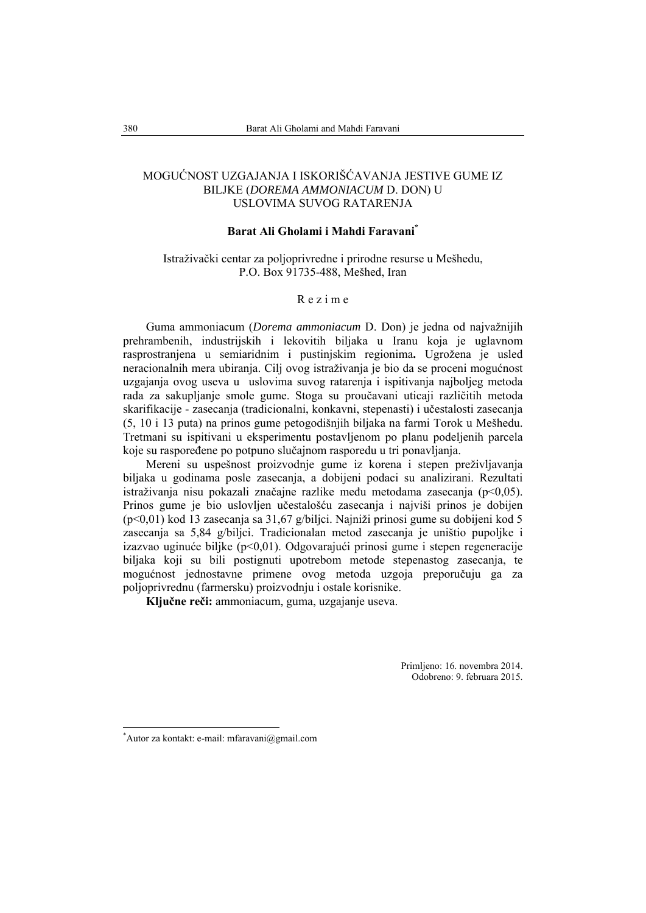# MOGUĆNOST UZGAJANJA I ISKORIŠĆAVANJA JESTIVE GUME IZ BILJKE (*DOREMA AMMONIACUM* D. DON) U USLOVIMA SUVOG RATARENJA

**Barat Ali Gholami i Mahdi Faravani***

Istraživački centar za poljoprivredne i prirodne resurse u Mešhedu, P.O. Box 91735-488, Mešhed, Iran

## R e z i m e

Guma ammoniacum (*Dorema ammoniacum* D. Don) je jedna od najvažnijih prehrambenih, industrijskih i lekovitih biljaka u Iranu koja je uglavnom rasprostranjena u semiaridnim i pustinjskim regionima**.** Ugrožena je usled neracionalnih mera ubiranja. Cilj ovog istraživanja je bio da se proceni mogućnost uzgajanja ovog useva u uslovima suvog ratarenja i ispitivanja najboljeg metoda rada za sakupljanje smole gume. Stoga su proučavani uticaji različitih metoda skarifikacije - zasecanja (tradicionalni, konkavni, stepenasti) i učestalosti zasecanja (5, 10 i 13 puta) na prinos gume petogodišnjih biljaka na farmi Torok u Mešhedu. Tretmani su ispitivani u eksperimentu postavljenom po planu podeljenih parcela koje su raspoređene po potpuno slučajnom rasporedu u tri ponavljanja.

Mereni su uspešnost proizvodnje gume iz korena i stepen preživljavanja biljaka u godinama posle zasecanja, a dobijeni podaci su analizirani. Rezultati istraživanja nisu pokazali značajne razlike među metodama zasecanja ($p<0,05$). Prinos gume je bio uslovljen učestalošću zasecanja i najviši prinos je dobijen ($p<0,01$) kod 13 zasecanja sa 31,67 g/biljci. Najniži prinosi gume su dobijeni kod 5 zasecanja sa 5,84 g/biljci. Tradicionalan metod zasecanja je uništio pupoljke i izazvao uginuće biljke ($p<0,01$). Odgovarajući prinosi gume i stepen regeneracije biljaka koji su bili postignuti upotrebom metode stepenastog zasecanja, te mogućnost jednostavne primene ovog metoda uzgoja preporučuju ga za poljoprivrednu (farmersku) proizvodnju i ostale korisnike.

**Ključne reči:** ammoniacum, guma, uzgajanje useva.

Primljeno: 16. novembra 2014.
Odobreno: 9. februara 2015.

*Autor za kontakt: e-mail: mfaravani@gmail.com